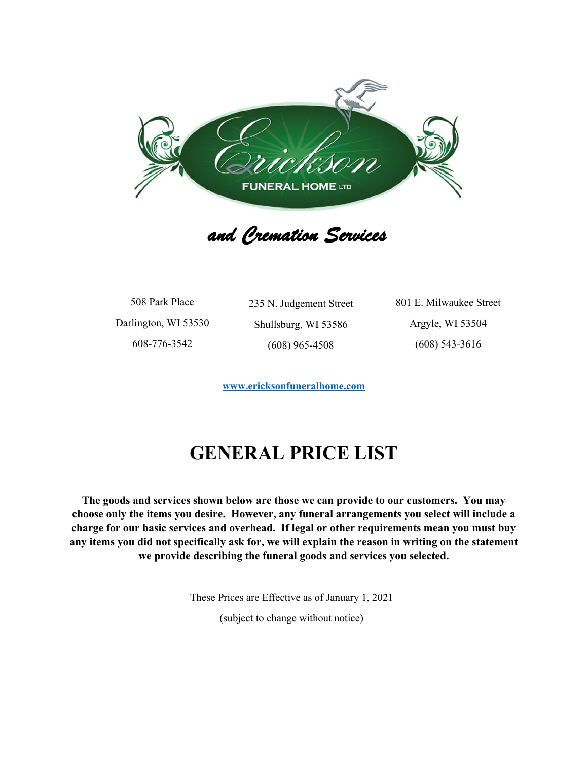# Erickson Funeral Home LTD

*and Cremation Services*

508 Park Place
Darlington, WI 53530
608-776-3542

235 N. Judgement Street
Shullsburg, WI 53586
(608) 965-4508

801 E. Milwaukee Street
Argyle, WI 53504
(608) 543-3616

**www.ericksonfuneralhome.com**

# GENERAL PRICE LIST

**The goods and services shown below are those we can provide to our customers. You may choose only the items you desire. However, any funeral arrangements you select will include a charge for our basic services and overhead. If legal or other requirements mean you must buy any items you did not specifically ask for, we will explain the reason in writing on the statement we provide describing the funeral goods and services you selected.**

These Prices are Effective as of January 1, 2021

(subject to change without notice)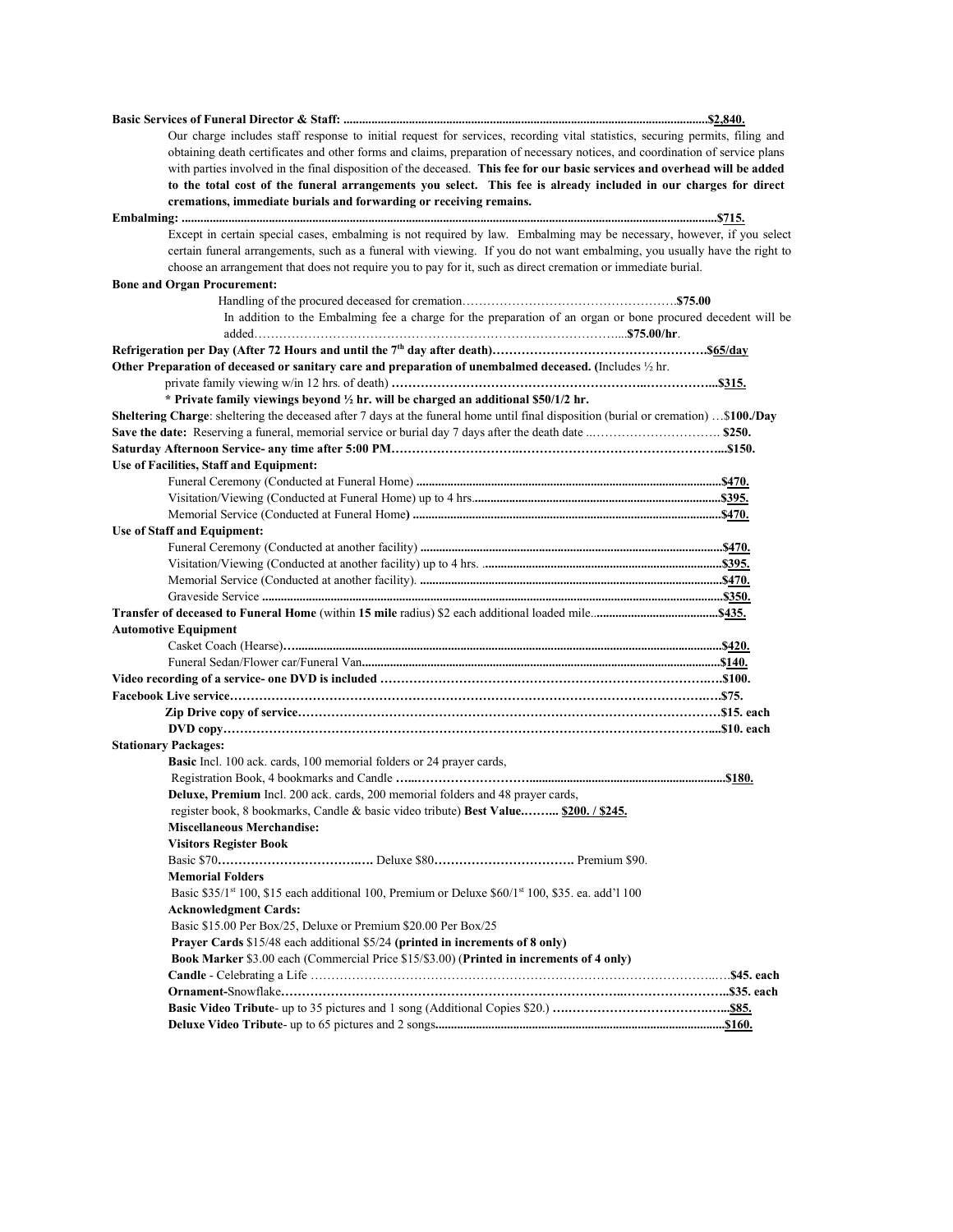**Basic Services of Funeral Director & Staff:** ....................................................................................................................... **$2,840.**

Our charge includes staff response to initial request for services, recording vital statistics, securing permits, filing and obtaining death certificates and other forms and claims, preparation of necessary notices, and coordination of service plans with parties involved in the final disposition of the deceased. **This fee for our basic services and overhead will be added to the total cost of the funeral arrangements you select. This fee is already included in our charges for direct cremations, immediate burials and forwarding or receiving remains.**

**Embalming:** ....................................................................................................................................................................... **$715.**

Except in certain special cases, embalming is not required by law. Embalming may be necessary, however, if you select certain funeral arrangements, such as a funeral with viewing. If you do not want embalming, you usually have the right to choose an arrangement that does not require you to pay for it, such as direct cremation or immediate burial.

**Bone and Organ Procurement:**

Handling of the procured deceased for cremation……………………………………………….**$75.00**

In addition to the Embalming fee a charge for the preparation of an organ or bone procured decedent will be added……………………………………………………………………………....**$75.00/hr**.

**Refrigeration per Day (After 72 Hours and until the 7th day after death)**……………………………………………**$65/day**

**Other Preparation of deceased or sanitary care and preparation of unembalmed deceased. (**Includes ½ hr. private family viewing w/in 12 hrs. of death) ……………………………………………………..……………...**$315.**

**\* Private family viewings beyond ½ hr. will be charged an additional $50/1/2 hr.**

**Sheltering Charge**: sheltering the deceased after 7 days at the funeral home until final disposition (burial or cremation) …**$100./Day**

**Save the date:** Reserving a funeral, memorial service or burial day 7 days after the death date ..…………………………. **$250.**

**Saturday Afternoon Service- any time after 5:00 PM**…………………………..……………………………………………...**$150.**

**Use of Facilities, Staff and Equipment:**

Funeral Ceremony (Conducted at Funeral Home) ........................................................................................................**$470.**

Visitation/Viewing (Conducted at Funeral Home) up to 4 hrs.......................................................................................**$395.**

Memorial Service (Conducted at Funeral Home**)** .........................................................................................................**$470.**

**Use of Staff and Equipment:**

Funeral Ceremony (Conducted at another facility) ........................................................................................................**$470.**

Visitation/Viewing (Conducted at another facility) up to 4 hrs. ....................................................................................**$395.**

Memorial Service (Conducted at another facility). .........................................................................................................**$470.**

Graveside Service ............................................................................................................................................................**$350.**

**Transfer of deceased to Funeral Home** (within **15 mile** radius) $2 each additional loaded mile..........................................**$435.**

**Automotive Equipment**

Casket Coach (Hearse)**…**...................................................................................................................................................**$420.**

Funeral Sedan/Flower car/Funeral Van..................................................................................................................**$140.**

**Video recording of a service- one DVD is included** ……………………………………………………………………..….**$100.**

**Facebook Live service**…………………………………………………………………………………………………….**$75.**

**Zip Drive copy of service**…………………………………………………………………………………………**$15. each**

**DVD copy**………………………………………………………………………………………………………....**$10. each**

**Stationary Packages:**

**Basic** Incl. 100 ack. cards, 100 memorial folders or 24 prayer cards, Registration Book, 4 bookmarks and Candle **…..……………………….............................................................$180.**

**Deluxe, Premium** Incl. 200 ack. cards, 200 memorial folders and 48 prayer cards, register book, 8 bookmarks, Candle & basic video tribute) **Best Value.…….. $200. / $245.**

**Miscellaneous Merchandise:**

**Visitors Register Book**

Basic $70**…………………………….….** Deluxe $80**…………………………….** Premium $90.

**Memorial Folders**

Basic $35/1st 100, $15 each additional 100, Premium or Deluxe $60/1st 100, $35. ea. add'l 100

**Acknowledgment Cards:**

Basic $15.00 Per Box/25, Deluxe or Premium $20.00 Per Box/25

**Prayer Cards** $15/48 each additional $5/24 **(printed in increments of 8 only)**

**Book Marker** $3.00 each (Commercial Price $15/$3.00) (**Printed in increments of 4 only)**

**Candle** - Celebrating a Life …………………………………………………………………………………………..….**$45. each**

**Ornament-**Snowflake**…………………………………………………………………………..……………………..$35. each**

**Basic Video Tribute**- up to 35 pictures and 1 song (Additional Copies $20.) **….…………………………….…...$85.**

**Deluxe Video Tribute**- up to 65 pictures and 2 songs...........................................................................................**$160.**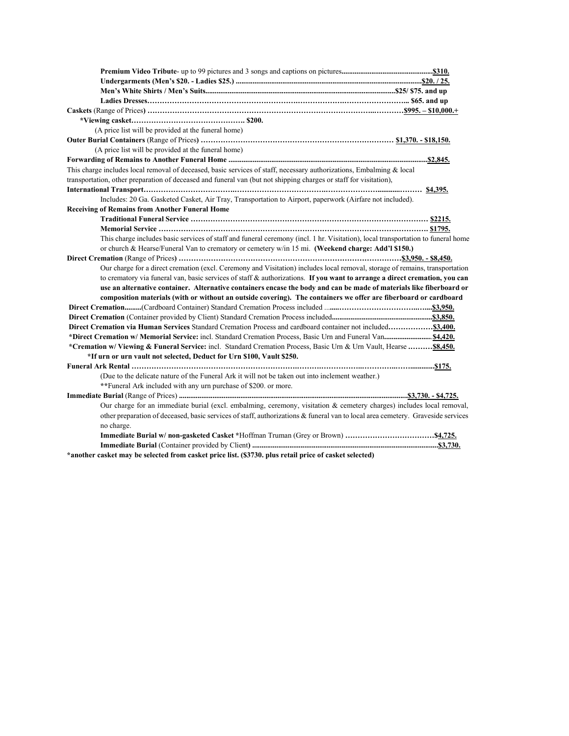**Premium Video Tribute**- up to 99 pictures and 3 songs and captions on pictures................................................**$310.**

**Undergarments (Men's $20. - Ladies $25.)** ....................................................................................................**$20. / 25.**

**Men's White Shirts / Men's Suits**.......................................................................................................**$25/ $75. and up**

**Ladies Dresses**……………………………………………………………………………………………... **$65. and up**

**Caskets** (Range of Prices) ……………………………………………………………………………..…………**$995. – $10,000.+**

**\*Viewing casket**………………………………………. **$200.**

(A price list will be provided at the funeral home)

**Outer Burial Containers** (Range of Prices) …………………………………………………………………… **$1,370. - $18,150.**

(A price list will be provided at the funeral home)

**Forwarding of Remains to Another Funeral Home** ..........................................................................................................**$2,845.**

This charge includes local removal of deceased, basic services of staff, necessary authorizations, Embalming & local transportation, other preparation of deceased and funeral van (but not shipping charges or staff for visitation),

**International Transport**…………………………….………………………………..…………………..........……… **$4,395.**

Includes: 20 Ga. Gasketed Casket, Air Tray, Transportation to Airport, paperwork (Airfare not included).

**Receiving of Remains from Another Funeral Home**

**Traditional Funeral Service** …………………………………………………………………………………… **$2215.**

**Memorial Service** ……………………………………………………………………………………………. **$1795.**

This charge includes basic services of staff and funeral ceremony (incl. 1 hr. Visitation), local transportation to funeral home or church & Hearse/Funeral Van to crematory or cemetery w/in 15 mi. **(Weekend charge: Add'l $150.)**

**Direct Cremation** (Range of Prices) ……………………………………………………………………………**$3,950. - $8,450.**

Our charge for a direct cremation (excl. Ceremony and Visitation) includes local removal, storage of remains, transportation to crematory via funeral van, basic services of staff & authorizations. **If you want to arrange a direct cremation, you can use an alternative container. Alternative containers encase the body and can be made of materials like fiberboard or composition materials (with or without an outside covering). The containers we offer are fiberboard or cardboard**

**Direct Cremation**.........(Cardboard Container) Standard Cremation Process included ……………………………..…....**$3,950.**

**Direct Cremation** (Container provided by Client) Standard Cremation Process included......................................................**$3,850.**

**Direct Cremation via Human Services** Standard Cremation Process and cardboard container not included………………**$3,400.**

**\*Direct Cremation w/ Memorial Service:** incl. Standard Cremation Process, Basic Urn and Funeral Van..........................**$4,420.**

**\*Cremation w/ Viewing & Funeral Service:** incl. Standard Cremation Process, Basic Urn & Urn Vault, Hearse ……….**$8,450.**

**\*If urn or urn vault not selected, Deduct for Urn $100, Vault $250.**

**Funeral Ark Rental** ……………………………………………………………………………………………….............**$175.**

(Due to the delicate nature of the Funeral Ark it will not be taken out into inclement weather.)

**\*\*Funeral Ark included with any urn purchase of $200. or more.**

**Immediate Burial** (Range of Prices) ..........................................................................................................................**$3,730. - $4,725.**

Our charge for an immediate burial (excl. embalming, ceremony, visitation & cemetery charges) includes local removal, other preparation of deceased, basic services of staff, authorizations & funeral van to local area cemetery. Graveside services no charge.

**Immediate Burial w/ non-gasketed Casket \*Hoffman Truman (Grey or Brown)** ………………………………**$4,725.**

**Immediate Burial** (Container provided by Client) ....................................................................................................**$3,730.**

**\*another casket may be selected from casket price list. ($3730. plus retail price of casket selected)**